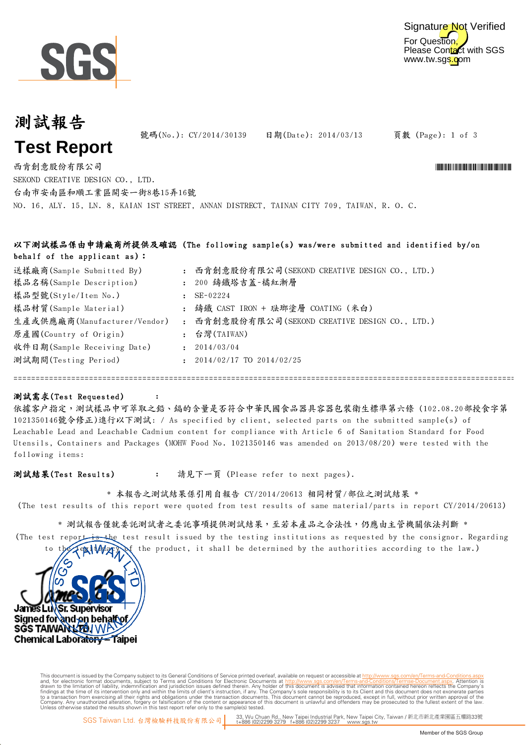Signature Not Verified
For Question, Please Contact with SGS
www.tw.sgs.com

# 測試報告
# Test Report

號碼(No.): CY/2014/30139　　日期(Date): 2014/03/13　　頁數 (Page): 1 of 3

西肯創意股份有限公司
SEKOND CREATIVE DESIGN CO., LTD.
台南市安南區和順工業區開安一街8巷15弄16號
NO. 16, ALY. 15, LN. 8, KAIAN 1ST STREET, ANNAN DISTRECT, TAINAN CITY 709, TAIWAN, R. O. C.

**以下測試樣品係由申請廠商所提供及確認 (The following sample(s) was/were submitted and identified by/on behalf of the applicant as):**

| | | |
|---|---|---|
| 送樣廠商(Sample Submitted By) | : | 西肯創意股份有限公司(SEKOND CREATIVE DESIGN CO., LTD.) |
| 樣品名稱(Sample Description) | : | 200 鑄鐵塔吉蓋-橘紅漸層 |
| 樣品型號(Style/Item No.) | : | SE-02224 |
| 樣品材質(Sample Material) | : | 鑄鐵 CAST IRON + 琺瑯塗層 COATING (米白) |
| 生產或供應廠商(Manufacturer/Vendor) | : | 西肯創意股份有限公司(SEKOND CREATIVE DESIGN CO., LTD.) |
| 原產國(Country of Origin) | : | 台灣(TAIWAN) |
| 收件日期(Sample Receiving Date) | : | 2014/03/04 |
| 測試期間(Testing Period) | : | 2014/02/17 TO 2014/02/25 |

**測試需求(Test Requested)**　:

依據客戶指定，測試樣品中可萃取之鉛、鎘的含量是否符合中華民國食品器具容器包裝衛生標準第六條 (102.08.20部授食字第1021350146號令修正)進行以下測試: / As specified by client, selected parts on the submitted sample(s) of Leachable Lead and Leachable Cadmium content for compliance with Article 6 of Sanitation Standard for Food Utensils, Containers and Packages (MOHW Food No. 1021350146 was amended on 2013/08/20) were tested with the following items:

**測試結果(Test Results)**　:　請見下一頁 (Please refer to next pages).

\* 本報告之測試結果係引用自報告 CY/2014/20613 相同材質/部位之測試結果 \*
(The test results of this report were quoted from test results of same material/parts in report CY/2014/20613)

\* 測試報告僅就委託測試者之委託事項提供測試結果，至若本產品之合法性，仍應由主管機關依法判斷 \*
(The test report is the test result issued by the testing institutions as requested by the consignor. Regarding to the legality of the product, it shall be determined by the authorities according to the law.)

James Lu Sr. Supervisor
Signed for and on behalf of
SGS TAIWAN LTD.
Chemical Laboratory – Taipei

This document is issued by the Company subject to its General Conditions of Service printed overleaf, available on request or accessible at http://www.sgs.com/en/Terms-and-Conditions.aspx and, for electronic format documents, subject to Terms and Conditions for Electronic Documents at http://www.sgs.com/en/Terms-and-Conditions/Terms-e-Document.aspx. Attention is drawn to the limitation of liability, indemnification and jurisdiction issues defined therein. Any holder of this document is advised that information contained hereon reflects the Company's findings at the time of its intervention only and within the limits of client's instruction, if any. The Company's sole responsibility is to its Client and this document does not exonerate parties to a transaction from exercising all their rights and obligations under the transaction documents. This document cannot be reproduced, except in full, without prior written approval of the Company. Any unauthorized alteration, forgery or falsification of the content or appearance of this document is unlawful and offenders may be prosecuted to the fullest extent of the law. Unless otherwise stated the results shown in this test report refer only to the sample(s) tested.

SGS Taiwan Ltd. 台灣檢驗科技股份有限公司 | 33, Wu Chuan Rd., New Taipei Industrial Park, New Taipei City, Taiwan / 新北市新北產業園區五權路33號 t+886 (02)2299 3279 f+886 (02)2299 3237 www.sgs.tw

Member of the SGS Group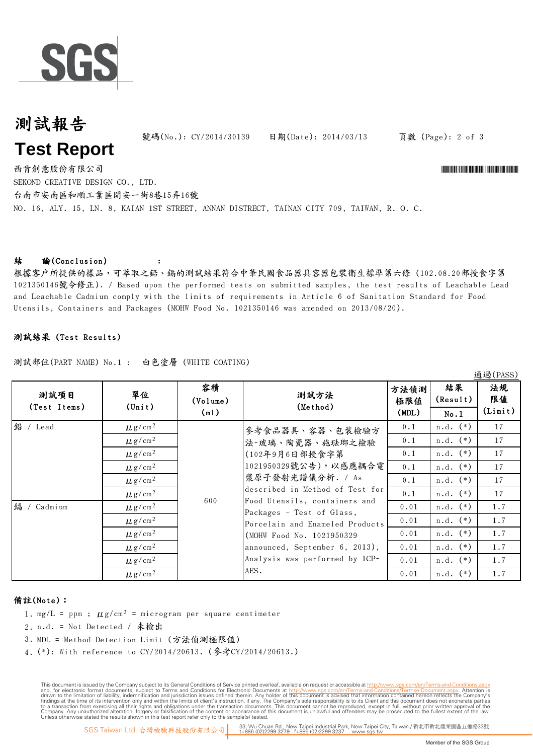# 測試報告

# Test Report

號碼(No.): CY/2014/30139　　日期(Date): 2014/03/13

西肯創意股份有限公司

SEKOND CREATIVE DESIGN CO., LTD.

台南市安南區和順工業區開安一街8巷15弄16號

NO. 16, ALY. 15, LN. 8, KAIAN 1ST STREET, ANNAN DISTRECT, TAINAN CITY 709, TAIWAN, R. O. C.

**結　論(Conclusion)　　:**

根據客戶所提供的樣品，可萃取之鉛、鎘的測試結果符合中華民國食品器具容器包裝衛生標準第六條 (102.08.20部授食字第1021350146號令修正). / Based upon the performed tests on submitted samples, the test results of Leachable Lead and Leachable Cadmium comply with the limits of requirements in Article 6 of Sanitation Standard for Food Utensils, Containers and Packages (MOHW Food No. 1021350146 was amended on 2013/08/20).

**測試結果 (Test Results)**

測試部位(PART NAME) No.1 :　白色塗層 (WHITE COATING)

通過(PASS)

| 測試項目 (Test Items) | 單位 (Unit) | 容積 (Volume) (ml) | 測試方法 (Method) | 方法偵測極限值 (MDL) | 結果 (Result) No.1 | 法規限值 (Limit) |
|---|---|---|---|---|---|---|
| 鉛 / Lead | μg/cm² | 600 | 參考食品器具、容器、包裝檢驗方法-玻璃、陶瓷器、施琺瑯之檢驗 (102年9月6日部授食字第1021950329號公告)，以感應耦合電漿原子發射光譜儀分析. / As described in Method of Test for Food Utensils, containers and Packages - Test of Glass, Porcelain and Enameled Products (MOHW Food No. 1021950329 announced, September 6, 2013), Analysis was performed by ICP-AES. | 0.1 | n.d. (*) | 17 |
| | μg/cm² | | | 0.1 | n.d. (*) | 17 |
| | μg/cm² | | | 0.1 | n.d. (*) | 17 |
| | μg/cm² | | | 0.1 | n.d. (*) | 17 |
| | μg/cm² | | | 0.1 | n.d. (*) | 17 |
| | μg/cm² | | | 0.1 | n.d. (*) | 17 |
| 鎘 / Cadmium | μg/cm² | | | 0.01 | n.d. (*) | 1.7 |
| | μg/cm² | | | 0.01 | n.d. (*) | 1.7 |
| | μg/cm² | | | 0.01 | n.d. (*) | 1.7 |
| | μg/cm² | | | 0.01 | n.d. (*) | 1.7 |
| | μg/cm² | | | 0.01 | n.d. (*) | 1.7 |
| | μg/cm² | | | 0.01 | n.d. (*) | 1.7 |

**備註(Note):**

1. mg/L = ppm ; μg/cm² = microgram per square centimeter
2. n.d. = Not Detected / 未檢出
3. MDL = Method Detection Limit (方法偵測極限值)
4. (*): With reference to CY/2014/20613. (參考CY/2014/20613.)

This document is issued by the Company subject to its General Conditions of Service printed overleaf, available on request or accessible at http://www.sgs.com/en/Terms-and-Conditions.aspx and, for electronic format documents, subject to Terms and Conditions for Electronic Documents at http://www.sgs.com/en/Terms-and-Conditions/Terms-e-Document.aspx. Attention is drawn to the limitation of liability, indemnification and jurisdiction issues defined therein. Any holder of this document is advised that information contained hereon reflects the Company's findings at the time of its intervention only and within the limits of client's instruction, if any. The Company's sole responsibility is to its Client and this document does not exonerate parties to a transaction from exercising all their rights and obligations under the transaction documents. This document cannot be reproduced, except in full, without prior written approval of the Company. Any unauthorized alteration, forgery or falsification of the content or appearance of this document is unlawful and offenders may be prosecuted to the fullest extent of the law. Unless otherwise stated the results shown in this test report refer only to the sample(s) tested.

SGS Taiwan Ltd. 台灣檢驗科技股份有限公司 | 33, Wu Chuan Rd., New Taipei Industrial Park, New Taipei City, Taiwan / 新北市新北產業園區五權路33號 t+886 (02)2299 3279 f+886 (02)2299 3237 www.sgs.tw

Member of the SGS Group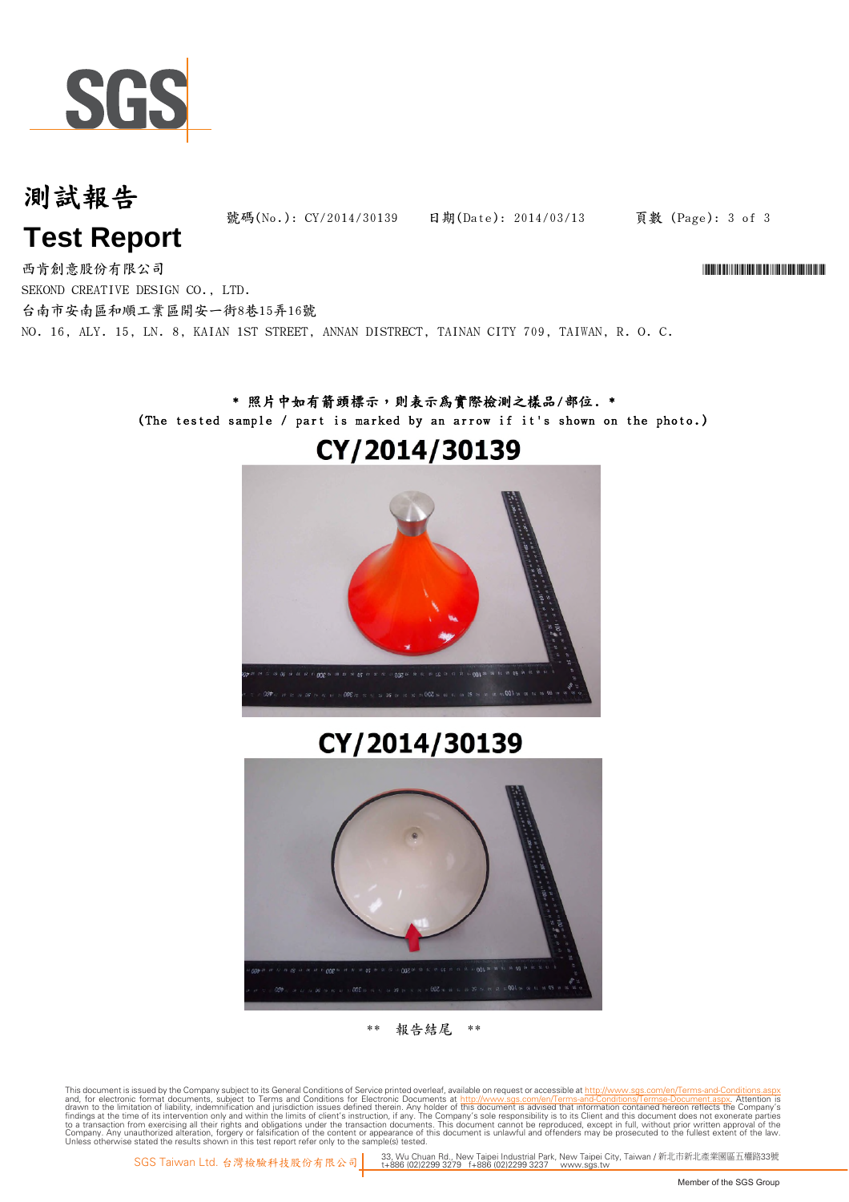# 測試報告

# Test Report

號碼(No.): CY/2014/30139　　日期(Date): 2014/03/13

西肯創意股份有限公司

SEKOND CREATIVE DESIGN CO., LTD.

台南市安南區和順工業區開安一街8巷15弄16號

NO. 16, ALY. 15, LN. 8, KAIAN 1ST STREET, ANNAN DISTRECT, TAINAN CITY 709, TAIWAN, R. O. C.

\* 照片中如有箭頭標示，則表示為實際檢測之樣品/部位. \*

(The tested sample / part is marked by an arrow if it's shown on the photo.)

CY/2014/30139

CY/2014/30139

** 報告結尾 **

This document is issued by the Company subject to its General Conditions of Service printed overleaf, available on request or accessible at http://www.sgs.com/en/Terms-and-Conditions.aspx and, for electronic format documents, subject to Terms and Conditions for Electronic Documents at http://www.sgs.com/en/Terms-and-Conditions/Termse-Document.aspx. Attention is drawn to the limitation of liability, indemnification and jurisdiction issues defined therein. Any holder of this document is advised that information contained hereon reflects the Company's findings at the time of its intervention only and within the limits of client's instruction, if any. The Company's sole responsibility is to its Client and this document does not exonerate parties to a transaction from exercising all their rights and obligations under the transaction documents. This document cannot be reproduced, except in full, without prior written approval of the Company. Any unauthorized alteration, forgery or falsification of the content or appearance of this document is unlawful and offenders may be prosecuted to the fullest extent of the law. Unless otherwise stated the results shown in this test report refer only to the sample(s) tested.

SGS Taiwan Ltd. 台灣檢驗科技股份有限公司 | 33, Wu Chuan Rd., New Taipei Industrial Park, New Taipei City, Taiwan / 新北市新北產業園區五權路33號 t+886 (02)2299 3279 f+886 (02)2299 3237 www.sgs.tw

Member of the SGS Group